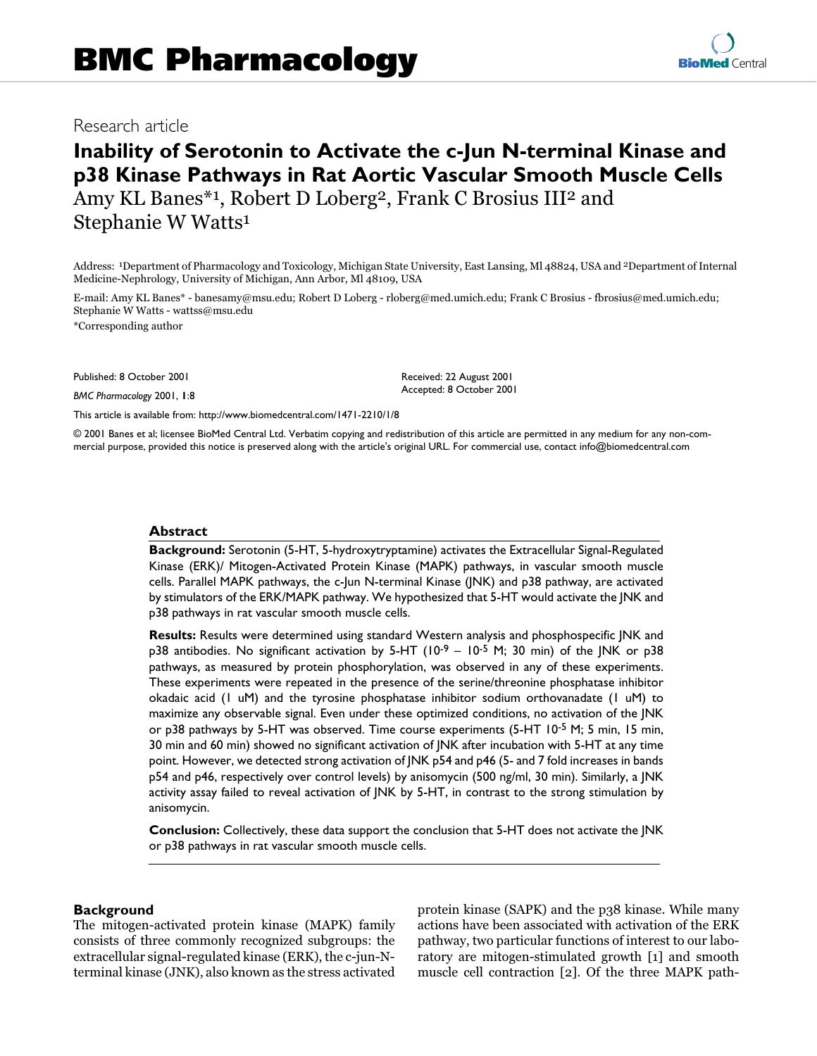# BMC Pharmacology

Research article

## Inability of Serotonin to Activate the c-Jun N-terminal Kinase and p38 Kinase Pathways in Rat Aortic Vascular Smooth Muscle Cells

Amy KL Banes*[1], Robert D Loberg[2], Frank C Brosius III[2] and Stephanie W Watts[1]

Address: [1]Department of Pharmacology and Toxicology, Michigan State University, East Lansing, MI 48824, USA and [2]Department of Internal Medicine-Nephrology, University of Michigan, Ann Arbor, MI 48109, USA

E-mail: Amy KL Banes* - banesamy@msu.edu; Robert D Loberg - rloberg@med.umich.edu; Frank C Brosius - fbrosius@med.umich.edu; Stephanie W Watts - wattss@msu.edu

*Corresponding author

Published: 8 October 2001

*BMC Pharmacology* 2001, **1**:8

Received: 22 August 2001
Accepted: 8 October 2001

This article is available from: http://www.biomedcentral.com/1471-2210/1/8

© 2001 Banes et al; licensee BioMed Central Ltd. Verbatim copying and redistribution of this article are permitted in any medium for any non-commercial purpose, provided this notice is preserved along with the article's original URL. For commercial use, contact info@biomedcentral.com

### Abstract

**Background:** Serotonin (5-HT, 5-hydroxytryptamine) activates the Extracellular Signal-Regulated Kinase (ERK)/ Mitogen-Activated Protein Kinase (MAPK) pathways, in vascular smooth muscle cells. Parallel MAPK pathways, the c-Jun N-terminal Kinase (JNK) and p38 pathway, are activated by stimulators of the ERK/MAPK pathway. We hypothesized that 5-HT would activate the JNK and p38 pathways in rat vascular smooth muscle cells.

**Results:** Results were determined using standard Western analysis and phosphospecific JNK and p38 antibodies. No significant activation by 5-HT ($10^{-9}$ – $10^{-5}$ M; 30 min) of the JNK or p38 pathways, as measured by protein phosphorylation, was observed in any of these experiments. These experiments were repeated in the presence of the serine/threonine phosphatase inhibitor okadaic acid (1 uM) and the tyrosine phosphatase inhibitor sodium orthovanadate (1 uM) to maximize any observable signal. Even under these optimized conditions, no activation of the JNK or p38 pathways by 5-HT was observed. Time course experiments (5-HT $10^{-5}$ M; 5 min, 15 min, 30 min and 60 min) showed no significant activation of JNK after incubation with 5-HT at any time point. However, we detected strong activation of JNK p54 and p46 (5- and 7 fold increases in bands p54 and p46, respectively over control levels) by anisomycin (500 ng/ml, 30 min). Similarly, a JNK activity assay failed to reveal activation of JNK by 5-HT, in contrast to the strong stimulation by anisomycin.

**Conclusion:** Collectively, these data support the conclusion that 5-HT does not activate the JNK or p38 pathways in rat vascular smooth muscle cells.

### Background

The mitogen-activated protein kinase (MAPK) family consists of three commonly recognized subgroups: the extracellular signal-regulated kinase (ERK), the c-jun-N-terminal kinase (JNK), also known as the stress activated protein kinase (SAPK) and the p38 kinase. While many actions have been associated with activation of the ERK pathway, two particular functions of interest to our laboratory are mitogen-stimulated growth [1] and smooth muscle cell contraction [2]. Of the three MAPK path-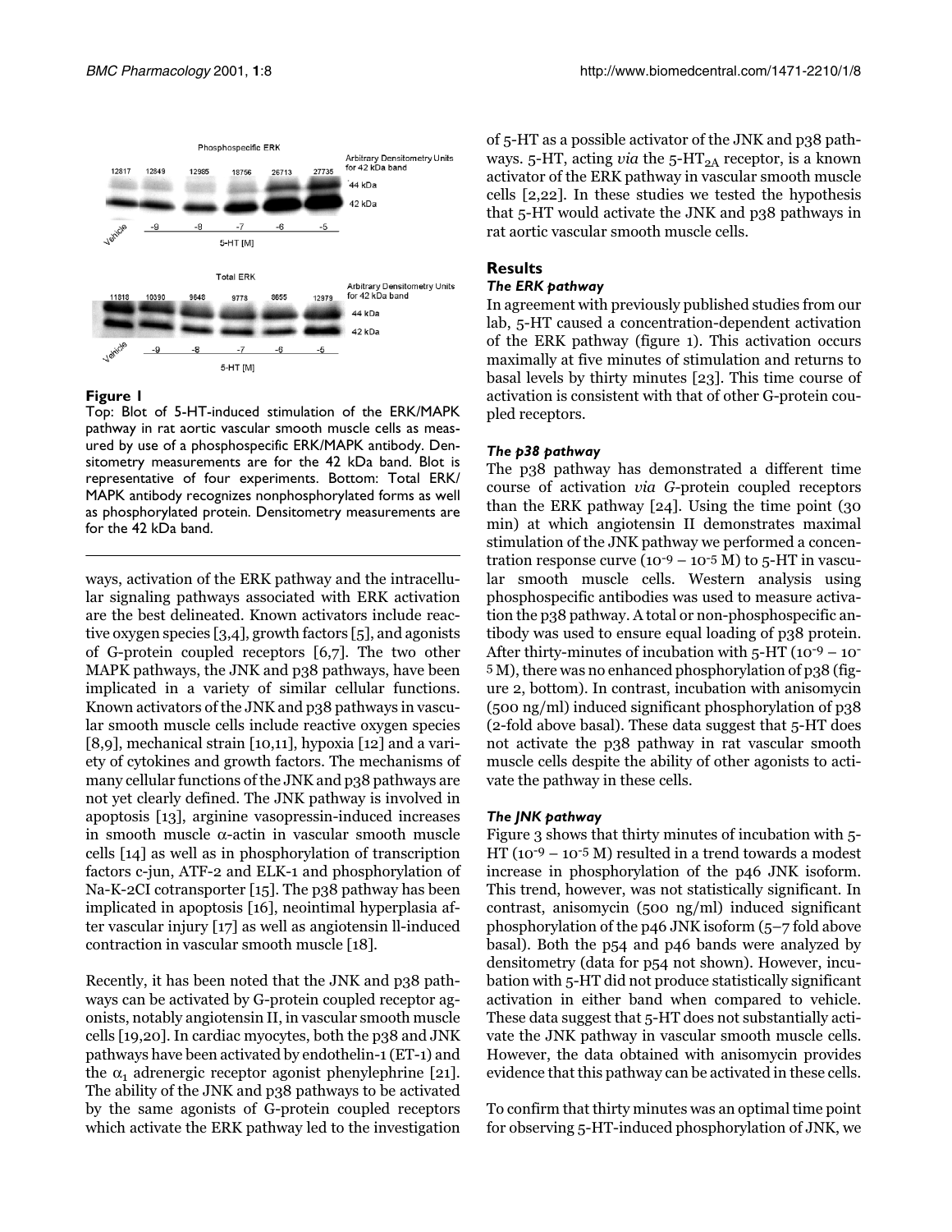Phosphospecific ERK

Arbitrary Densitometry Units for 42 kDa band

12817 12849 12985 18756 26713 27735

44 kDa

42 kDa

Vehicle -9 -8 -7 -6 -5

5-HT [M]

Total ERK

Arbitrary Densitometry Units for 42 kDa band

11818 10390 9648 9773 8655 12979

44 kDa

42 kDa

Vehicle -9 -8 -7 -6 -5

5-HT [M]

**Figure 1**

Top: Blot of 5-HT-induced stimulation of the ERK/MAPK pathway in rat aortic vascular smooth muscle cells as measured by use of a phosphospecific ERK/MAPK antibody. Densitometry measurements are for the 42 kDa band. Blot is representative of four experiments. Bottom: Total ERK/MAPK antibody recognizes nonphosphorylated forms as well as phosphorylated protein. Densitometry measurements are for the 42 kDa band.

ways, activation of the ERK pathway and the intracellular signaling pathways associated with ERK activation are the best delineated. Known activators include reactive oxygen species [3,4], growth factors [5], and agonists of G-protein coupled receptors [6,7]. The two other MAPK pathways, the JNK and p38 pathways, have been implicated in a variety of similar cellular functions. Known activators of the JNK and p38 pathways in vascular smooth muscle cells include reactive oxygen species [8,9], mechanical strain [10,11], hypoxia [12] and a variety of cytokines and growth factors. The mechanisms of many cellular functions of the JNK and p38 pathways are not yet clearly defined. The JNK pathway is involved in apoptosis [13], arginine vasopressin-induced increases in smooth muscle $\alpha$-actin in vascular smooth muscle cells [14] as well as in phosphorylation of transcription factors c-jun, ATF-2 and ELK-1 and phosphorylation of Na-K-2CI cotransporter [15]. The p38 pathway has been implicated in apoptosis [16], neointimal hyperplasia after vascular injury [17] as well as angiotensin ll-induced contraction in vascular smooth muscle [18].

Recently, it has been noted that the JNK and p38 pathways can be activated by G-protein coupled receptor agonists, notably angiotensin II, in vascular smooth muscle cells [19,20]. In cardiac myocytes, both the p38 and JNK pathways have been activated by endothelin-1 (ET-1) and the $\alpha_1$ adrenergic receptor agonist phenylephrine [21]. The ability of the JNK and p38 pathways to be activated by the same agonists of G-protein coupled receptors which activate the ERK pathway led to the investigation of 5-HT as a possible activator of the JNK and p38 pathways. 5-HT, acting *via* the 5-$HT_{2A}$ receptor, is a known activator of the ERK pathway in vascular smooth muscle cells [2,22]. In these studies we tested the hypothesis that 5-HT would activate the JNK and p38 pathways in rat aortic vascular smooth muscle cells.

## Results

### *The ERK pathway*

In agreement with previously published studies from our lab, 5-HT caused a concentration-dependent activation of the ERK pathway (figure 1). This activation occurs maximally at five minutes of stimulation and returns to basal levels by thirty minutes [23]. This time course of activation is consistent with that of other G-protein coupled receptors.

### *The p38 pathway*

The p38 pathway has demonstrated a different time course of activation *via G*-protein coupled receptors than the ERK pathway [24]. Using the time point (30 min) at which angiotensin II demonstrates maximal stimulation of the JNK pathway we performed a concentration response curve ($10^{-9}$ – $10^{-5}$ M) to 5-HT in vascular smooth muscle cells. Western analysis using phosphospecific antibodies was used to measure activation the p38 pathway. A total or non-phosphospecific antibody was used to ensure equal loading of p38 protein. After thirty-minutes of incubation with 5-HT ($10^{-9}$ – $10^{-5}$ M), there was no enhanced phosphorylation of p38 (figure 2, bottom). In contrast, incubation with anisomycin (500 ng/ml) induced significant phosphorylation of p38 (2-fold above basal). These data suggest that 5-HT does not activate the p38 pathway in rat vascular smooth muscle cells despite the ability of other agonists to activate the pathway in these cells.

### *The JNK pathway*

Figure 3 shows that thirty minutes of incubation with 5-HT ($10^{-9}$ – $10^{-5}$ M) resulted in a trend towards a modest increase in phosphorylation of the p46 JNK isoform. This trend, however, was not statistically significant. In contrast, anisomycin (500 ng/ml) induced significant phosphorylation of the p46 JNK isoform (5–7 fold above basal). Both the p54 and p46 bands were analyzed by densitometry (data for p54 not shown). However, incubation with 5-HT did not produce statistically significant activation in either band when compared to vehicle. These data suggest that 5-HT does not substantially activate the JNK pathway in vascular smooth muscle cells. However, the data obtained with anisomycin provides evidence that this pathway can be activated in these cells.

To confirm that thirty minutes was an optimal time point for observing 5-HT-induced phosphorylation of JNK, we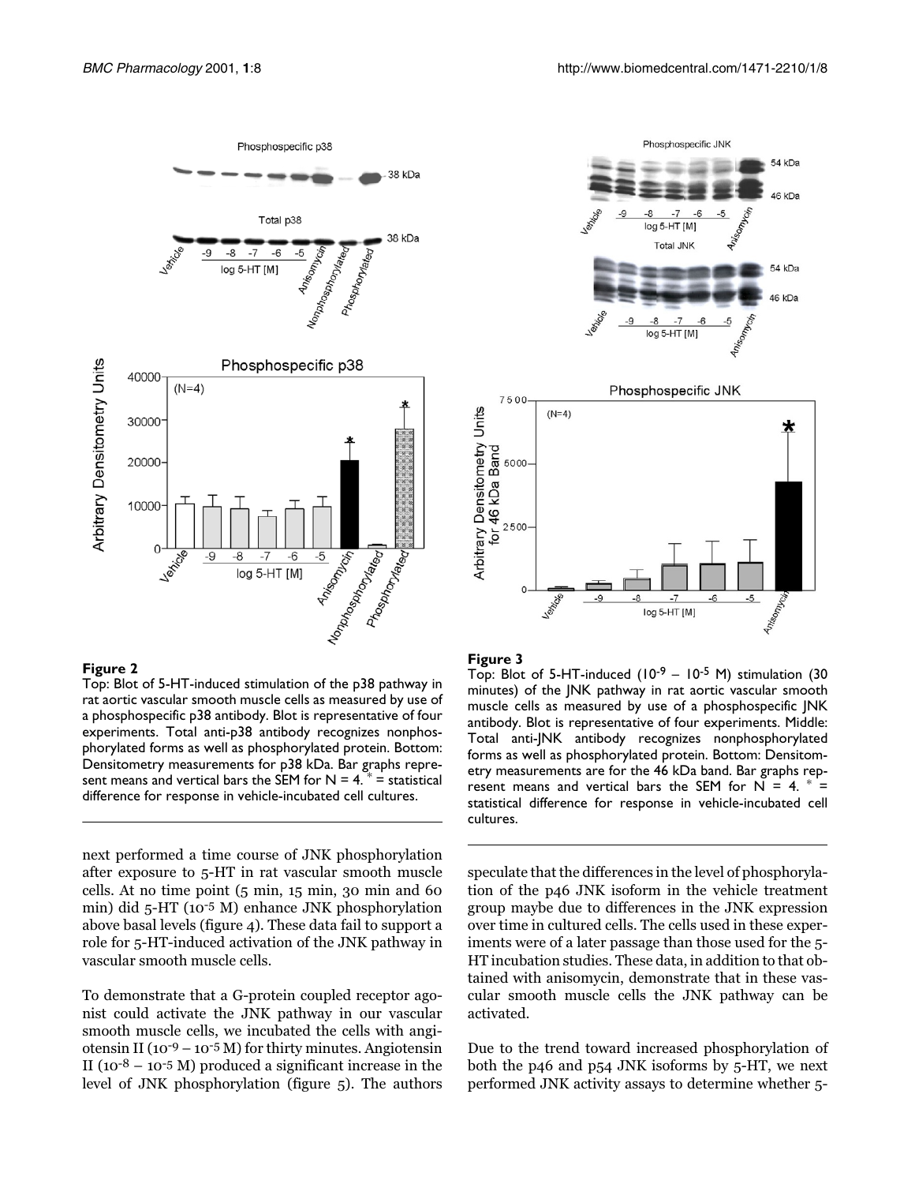**Figure 2**

Top: Blot of 5-HT-induced stimulation of the p38 pathway in rat aortic vascular smooth muscle cells as measured by use of a phosphospecific p38 antibody. Blot is representative of four experiments. Total anti-p38 antibody recognizes nonphosphorylated forms as well as phosphorylated protein. Bottom: Densitometry measurements for p38 kDa. Bar graphs represent means and vertical bars the SEM for N = 4. * = statistical difference for response in vehicle-incubated cell cultures.

**Figure 3**

Top: Blot of 5-HT-induced ($10^{-9}$ – $10^{-5}$ M) stimulation (30 minutes) of the JNK pathway in rat aortic vascular smooth muscle cells as measured by use of a phosphospecific JNK antibody. Blot is representative of four experiments. Middle: Total anti-JNK antibody recognizes nonphosphorylated forms as well as phosphorylated protein. Bottom: Densitometry measurements are for the 46 kDa band. Bar graphs represent means and vertical bars the SEM for N = 4. * = statistical difference for response in vehicle-incubated cell cultures.

next performed a time course of JNK phosphorylation after exposure to 5-HT in rat vascular smooth muscle cells. At no time point (5 min, 15 min, 30 min and 60 min) did 5-HT ($10^{-5}$ M) enhance JNK phosphorylation above basal levels (figure 4). These data fail to support a role for 5-HT-induced activation of the JNK pathway in vascular smooth muscle cells.

To demonstrate that a G-protein coupled receptor agonist could activate the JNK pathway in our vascular smooth muscle cells, we incubated the cells with angiotensin II ($10^{-9}$ – $10^{-5}$ M) for thirty minutes. Angiotensin II ($10^{-8}$ – $10^{-5}$ M) produced a significant increase in the level of JNK phosphorylation (figure 5). The authors speculate that the differences in the level of phosphorylation of the p46 JNK isoform in the vehicle treatment group maybe due to differences in the JNK expression over time in cultured cells. The cells used in these experiments were of a later passage than those used for the 5-HT incubation studies. These data, in addition to that obtained with anisomycin, demonstrate that in these vascular smooth muscle cells the JNK pathway can be activated.

Due to the trend toward increased phosphorylation of both the p46 and p54 JNK isoforms by 5-HT, we next performed JNK activity assays to determine whether 5-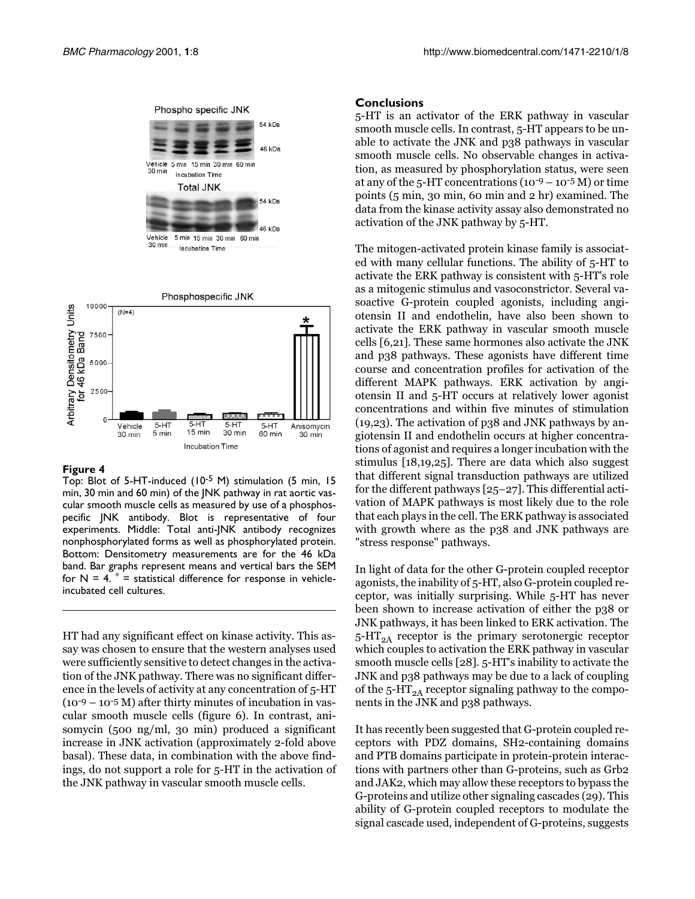**Figure 4**
Top: Blot of 5-HT-induced ($10^{-5}$ M) stimulation (5 min, 15 min, 30 min and 60 min) of the JNK pathway in rat aortic vascular smooth muscle cells as measured by use of a phosphospecific JNK antibody. Blot is representative of four experiments. Middle: Total anti-JNK antibody recognizes nonphosphorylated forms as well as phosphorylated protein. Bottom: Densitometry measurements are for the 46 kDa band. Bar graphs represent means and vertical bars the SEM for N = 4. * = statistical difference for response in vehicle-incubated cell cultures.

HT had any significant effect on kinase activity. This assay was chosen to ensure that the western analyses used were sufficiently sensitive to detect changes in the activation of the JNK pathway. There was no significant difference in the levels of activity at any concentration of 5-HT ($10^{-9}$ – $10^{-5}$ M) after thirty minutes of incubation in vascular smooth muscle cells (figure 6). In contrast, anisomycin (500 ng/ml, 30 min) produced a significant increase in JNK activation (approximately 2-fold above basal). These data, in combination with the above findings, do not support a role for 5-HT in the activation of the JNK pathway in vascular smooth muscle cells.

## Conclusions

5-HT is an activator of the ERK pathway in vascular smooth muscle cells. In contrast, 5-HT appears to be unable to activate the JNK and p38 pathways in vascular smooth muscle cells. No observable changes in activation, as measured by phosphorylation status, were seen at any of the 5-HT concentrations ($10^{-9}$ – $10^{-5}$ M) or time points (5 min, 30 min, 60 min and 2 hr) examined. The data from the kinase activity assay also demonstrated no activation of the JNK pathway by 5-HT.

The mitogen-activated protein kinase family is associated with many cellular functions. The ability of 5-HT to activate the ERK pathway is consistent with 5-HT's role as a mitogenic stimulus and vasoconstrictor. Several vasoactive G-protein coupled agonists, including angiotensin II and endothelin, have also been shown to activate the ERK pathway in vascular smooth muscle cells [6,21]. These same hormones also activate the JNK and p38 pathways. These agonists have different time course and concentration profiles for activation of the different MAPK pathways. ERK activation by angiotensin II and 5-HT occurs at relatively lower agonist concentrations and within five minutes of stimulation (19,23). The activation of p38 and JNK pathways by angiotensin II and endothelin occurs at higher concentrations of agonist and requires a longer incubation with the stimulus [18,19,25]. There are data which also suggest that different signal transduction pathways are utilized for the different pathways [25–27]. This differential activation of MAPK pathways is most likely due to the role that each plays in the cell. The ERK pathway is associated with growth where as the p38 and JNK pathways are "stress response" pathways.

In light of data for the other G-protein coupled receptor agonists, the inability of 5-HT, also G-protein coupled receptor, was initially surprising. While 5-HT has never been shown to increase activation of either the p38 or JNK pathways, it has been linked to ERK activation. The $5\text{-HT}_{2A}$ receptor is the primary serotonergic receptor which couples to activation the ERK pathway in vascular smooth muscle cells [28]. 5-HT's inability to activate the JNK and p38 pathways may be due to a lack of coupling of the $5\text{-HT}_{2A}$ receptor signaling pathway to the components in the JNK and p38 pathways.

It has recently been suggested that G-protein coupled receptors with PDZ domains, SH2-containing domains and PTB domains participate in protein-protein interactions with partners other than G-proteins, such as Grb2 and JAK2, which may allow these receptors to bypass the G-proteins and utilize other signaling cascades (29). This ability of G-protein coupled receptors to modulate the signal cascade used, independent of G-proteins, suggests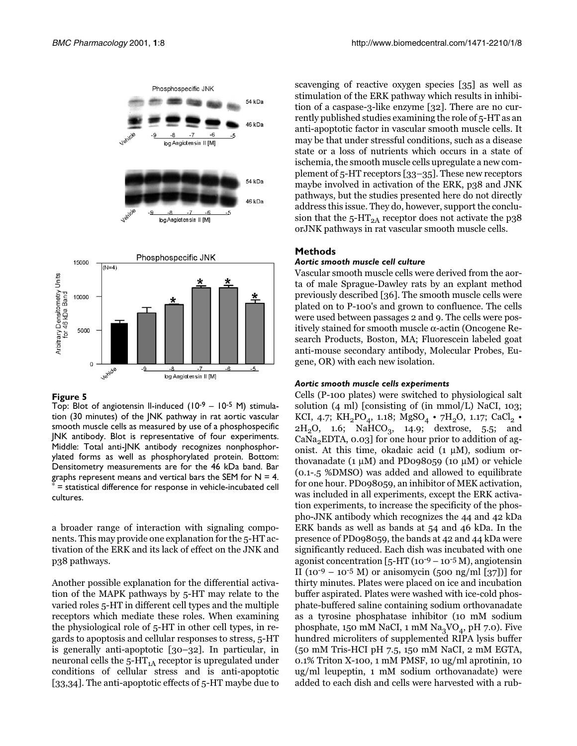**Figure 5**
Top: Blot of angiotensin II-induced ($10^{-9}$ – $10^{-5}$ M) stimulation (30 minutes) of the JNK pathway in rat aortic vascular smooth muscle cells as measured by use of a phosphospecific JNK antibody. Blot is representative of four experiments. Middle: Total anti-JNK antibody recognizes nonphosphorylated forms as well as phosphorylated protein. Bottom: Densitometry measurements are for the 46 kDa band. Bar graphs represent means and vertical bars the SEM for N = 4. * = statistical difference for response in vehicle-incubated cell cultures.

a broader range of interaction with signaling components. This may provide one explanation for the 5-HT activation of the ERK and its lack of effect on the JNK and p38 pathways.

Another possible explanation for the differential activation of the MAPK pathways by 5-HT may relate to the varied roles 5-HT in different cell types and the multiple receptors which mediate these roles. When examining the physiological role of 5-HT in other cell types, in regards to apoptosis and cellular responses to stress, 5-HT is generally anti-apoptotic [30–32]. In particular, in neuronal cells the 5-$HT_{1A}$ receptor is upregulated under conditions of cellular stress and is anti-apoptotic [33,34]. The anti-apoptotic effects of 5-HT maybe due to scavenging of reactive oxygen species [35] as well as stimulation of the ERK pathway which results in inhibition of a caspase-3-like enzyme [32]. There are no currently published studies examining the role of 5-HT as an anti-apoptotic factor in vascular smooth muscle cells. It may be that under stressful conditions, such as a disease state or a loss of nutrients which occurs in a state of ischemia, the smooth muscle cells upregulate a new complement of 5-HT receptors [33–35]. These new receptors maybe involved in activation of the ERK, p38 and JNK pathways, but the studies presented here do not directly address this issue. They do, however, support the conclusion that the 5-$HT_{2A}$ receptor does not activate the p38 orJNK pathways in rat vascular smooth muscle cells.

## Methods

### *Aortic smooth muscle cell culture*

Vascular smooth muscle cells were derived from the aorta of male Sprague-Dawley rats by an explant method previously described [36]. The smooth muscle cells were plated on to P-100's and grown to confluence. The cells were used between passages 2 and 9. The cells were positively stained for smooth muscle α-actin (Oncogene Research Products, Boston, MA; Fluorescein labeled goat anti-mouse secondary antibody, Molecular Probes, Eugene, OR) with each new isolation.

### *Aortic smooth muscle cells experiments*

Cells (P-100 plates) were switched to physiological salt solution (4 ml) [consisting of (in mmol/L) NaCI, 103; KCI, 4.7; $KH_2PO_4$, 1.18; $MgSO_4 \cdot 7H_2O$, 1.17; $CaCl_2 \cdot 2H_2O$, 1.6; $NaHCO_3$, 14.9; dextrose, 5.5; and $CaNa_2EDTA$, 0.03] for one hour prior to addition of agonist. At this time, okadaic acid (1 μM), sodium orthovanadate (1 μM) and PD098059 (10 μM) or vehicle (0.1-.5 %DMSO) was added and allowed to equilibrate for one hour. PD098059, an inhibitor of MEK activation, was included in all experiments, except the ERK activation experiments, to increase the specificity of the phospho-JNK antibody which recognizes the 44 and 42 kDa ERK bands as well as bands at 54 and 46 kDa. In the presence of PD098059, the bands at 42 and 44 kDa were significantly reduced. Each dish was incubated with one agonist concentration [5-HT ($10^{-9}$ – $10^{-5}$ M), angiotensin II ($10^{-9}$ – $10^{-5}$ M) or anisomycin (500 ng/ml [37])] for thirty minutes. Plates were placed on ice and incubation buffer aspirated. Plates were washed with ice-cold phosphate-buffered saline containing sodium orthovanadate as a tyrosine phosphatase inhibitor (10 mM sodium phosphate, 150 mM NaCI, 1 mM $Na_3VO_4$, pH 7.0). Five hundred microliters of supplemented RIPA lysis buffer (50 mM Tris-HCI pH 7.5, 150 mM NaCI, 2 mM EGTA, 0.1% Triton X-100, 1 mM PMSF, 10 ug/ml aprotinin, 10 ug/ml leupeptin, 1 mM sodium orthovanadate) were added to each dish and cells were harvested with a rub-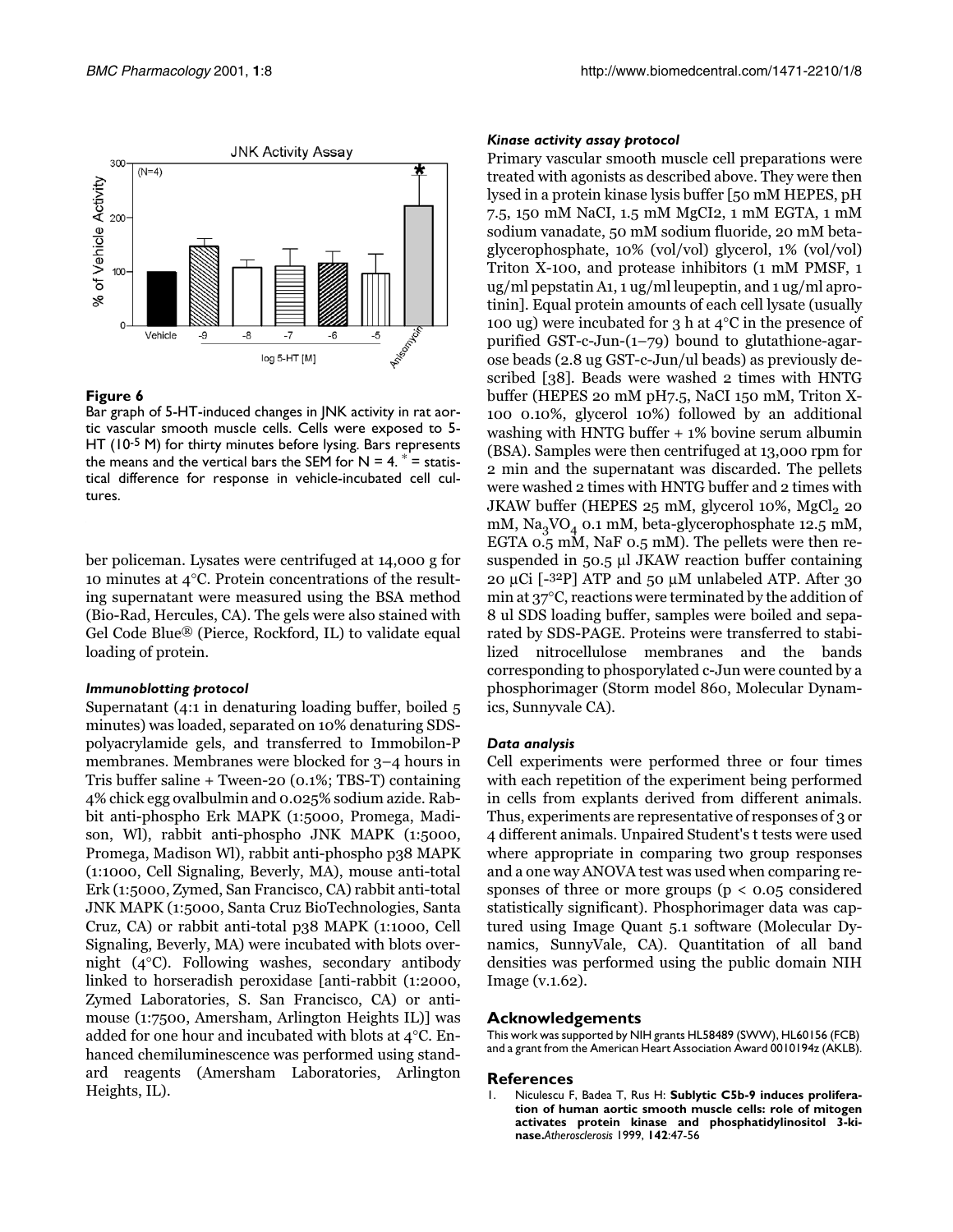**Figure 6**

Bar graph of 5-HT-induced changes in JNK activity in rat aortic vascular smooth muscle cells. Cells were exposed to 5-HT ($10^{-5}$ M) for thirty minutes before lysing. Bars represents the means and the vertical bars the SEM for N = 4. * = statistical difference for response in vehicle-incubated cell cultures.

ber policeman. Lysates were centrifuged at 14,000 g for 10 minutes at 4°C. Protein concentrations of the resulting supernatant were measured using the BSA method (Bio-Rad, Hercules, CA). The gels were also stained with Gel Code Blue® (Pierce, Rockford, IL) to validate equal loading of protein.

#### *Immunoblotting protocol*

Supernatant (4:1 in denaturing loading buffer, boiled 5 minutes) was loaded, separated on 10% denaturing SDS-polyacrylamide gels, and transferred to Immobilon-P membranes. Membranes were blocked for 3–4 hours in Tris buffer saline + Tween-20 (0.1%; TBS-T) containing 4% chick egg ovalbulmin and 0.025% sodium azide. Rabbit anti-phospho Erk MAPK (1:5000, Promega, Madison, WI), rabbit anti-phospho JNK MAPK (1:5000, Promega, Madison WI), rabbit anti-phospho p38 MAPK (1:1000, Cell Signaling, Beverly, MA), mouse anti-total Erk (1:5000, Zymed, San Francisco, CA) rabbit anti-total JNK MAPK (1:5000, Santa Cruz BioTechnologies, Santa Cruz, CA) or rabbit anti-total p38 MAPK (1:1000, Cell Signaling, Beverly, MA) were incubated with blots overnight (4°C). Following washes, secondary antibody linked to horseradish peroxidase [anti-rabbit (1:2000, Zymed Laboratories, S. San Francisco, CA) or anti-mouse (1:7500, Amersham, Arlington Heights IL)] was added for one hour and incubated with blots at 4°C. Enhanced chemiluminescence was performed using standard reagents (Amersham Laboratories, Arlington Heights, IL).

#### *Kinase activity assay protocol*

Primary vascular smooth muscle cell preparations were treated with agonists as described above. They were then lysed in a protein kinase lysis buffer [50 mM HEPES, pH 7.5, 150 mM NaCI, 1.5 mM MgCI2, 1 mM EGTA, 1 mM sodium vanadate, 50 mM sodium fluoride, 20 mM beta-glycerophosphate, 10% (vol/vol) glycerol, 1% (vol/vol) Triton X-100, and protease inhibitors (1 mM PMSF, 1 ug/ml pepstatin A1, 1 ug/ml leupeptin, and 1 ug/ml aprotinin]. Equal protein amounts of each cell lysate (usually 100 ug) were incubated for 3 h at 4°C in the presence of purified GST-c-Jun-(1–79) bound to glutathione-agarose beads (2.8 ug GST-c-Jun/ul beads) as previously described [38]. Beads were washed 2 times with HNTG buffer (HEPES 20 mM pH7.5, NaCI 150 mM, Triton X-100 0.10%, glycerol 10%) followed by an additional washing with HNTG buffer + 1% bovine serum albumin (BSA). Samples were then centrifuged at 13,000 rpm for 2 min and the supernatant was discarded. The pellets were washed 2 times with HNTG buffer and 2 times with JKAW buffer (HEPES 25 mM, glycerol 10%, $MgCl_2$ 20 mM, $Na_3VO_4$ 0.1 mM, beta-glycerophosphate 12.5 mM, EGTA 0.5 mM, NaF 0.5 mM). The pellets were then resuspended in 50.5 µl JKAW reaction buffer containing 20 µCi [-$^{32}$P] ATP and 50 µM unlabeled ATP. After 30 min at 37°C, reactions were terminated by the addition of 8 ul SDS loading buffer, samples were boiled and separated by SDS-PAGE. Proteins were transferred to stabilized nitrocellulose membranes and the bands corresponding to phosporylated c-Jun were counted by a phosphorimager (Storm model 860, Molecular Dynamics, Sunnyvale CA).

#### *Data analysis*

Cell experiments were performed three or four times with each repetition of the experiment being performed in cells from explants derived from different animals. Thus, experiments are representative of responses of 3 or 4 different animals. Unpaired Student's t tests were used where appropriate in comparing two group responses and a one way ANOVA test was used when comparing responses of three or more groups ($p < 0.05$ considered statistically significant). Phosphorimager data was captured using Image Quant 5.1 software (Molecular Dynamics, SunnyVale, CA). Quantitation of all band densities was performed using the public domain NIH Image (v.1.62).

## Acknowledgements

This work was supported by NIH grants HL58489 (SWW), HL60156 (FCB) and a grant from the American Heart Association Award 0010194z (AKLB).

## References

1. Niculescu F, Badea T, Rus H: **Sublytic C5b-9 induces proliferation of human aortic smooth muscle cells: role of mitogen activates protein kinase and phosphatidylinositol 3-kinase.** *Atherosclerosis* 1999, **142**:47-56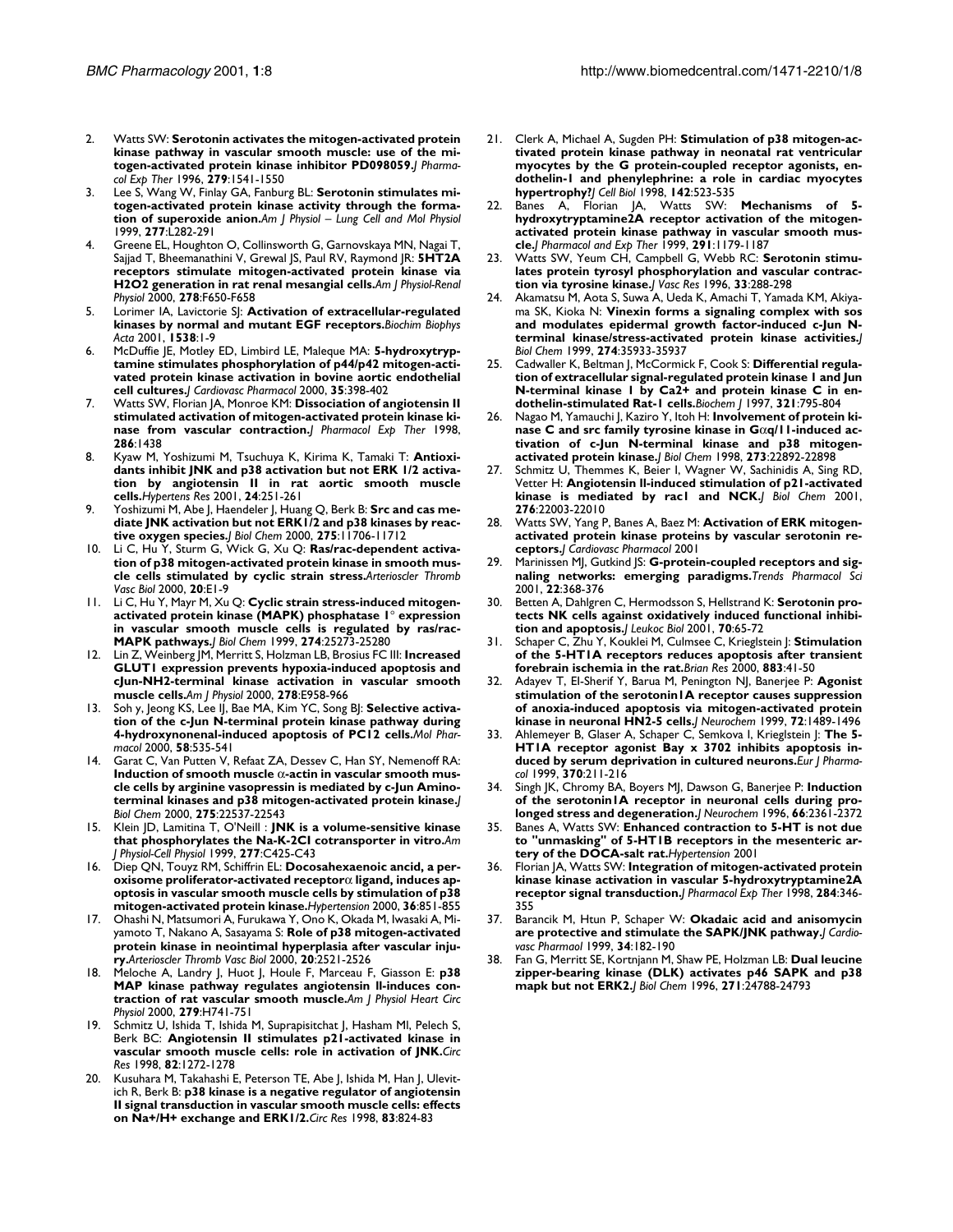2. Watts SW: **Serotonin activates the mitogen-activated protein kinase pathway in vascular smooth muscle: use of the mitogen-activated protein kinase inhibitor PD098059.** *J Pharmacol Exp Ther* 1996, **279**:1541-1550
3. Lee S, Wang W, Finlay GA, Fanburg BL: **Serotonin stimulates mitogen-activated protein kinase activity through the formation of superoxide anion.** *Am J Physiol – Lung Cell and Mol Physiol* 1999, **277**:L282-291
4. Greene EL, Houghton O, Collinsworth G, Garnovskaya MN, Nagai T, Sajjad T, Bheemanathini V, Grewal JS, Paul RV, Raymond JR: **5HT2A receptors stimulate mitogen-activated protein kinase via H2O2 generation in rat renal mesangial cells.** *Am J Physiol-Renal Physiol* 2000, **278**:F650-F658
5. Lorimer IA, Lavictorie SJ: **Activation of extracellular-regulated kinases by normal and mutant EGF receptors.** *Biochim Biophys Acta* 2001, **1538**:1-9
6. McDuffie JE, Motley ED, Limbird LE, Maleque MA: **5-hydroxytryptamine stimulates phosphorylation of p44/p42 mitogen-activated protein kinase activation in bovine aortic endothelial cell cultures.** *J Cardiovasc Pharmacol* 2000, **35**:398-402
7. Watts SW, Florian JA, Monroe KM: **Dissociation of angiotensin II stimulated activation of mitogen-activated protein kinase kinase from vascular contraction.** *J Pharmacol Exp Ther* 1998, **286**:1438
8. Kyaw M, Yoshizumi M, Tsuchuya K, Kirima K, Tamaki T: **Antioxidants inhibit JNK and p38 activation but not ERK 1/2 activation by angiotensin II in rat aortic smooth muscle cells.** *Hypertens Res* 2001, **24**:251-261
9. Yoshizumi M, Abe J, Haendeler J, Huang Q, Berk B: **Src and cas mediate JNK activation but not ERK1/2 and p38 kinases by reactive oxygen species.** *J Biol Chem* 2000, **275**:11706-11712
10. Li C, Hu Y, Sturm G, Wick G, Xu Q: **Ras/rac-dependent activation of p38 mitogen-activated protein kinase in smooth muscle cells stimulated by cyclic strain stress.** *Arterioscler Thromb Vasc Biol* 2000, **20**:E1-9
11. Li C, Hu Y, Mayr M, Xu Q: **Cyclic strain stress-induced mitogen-activated protein kinase (MAPK) phosphatase 1° expression in vascular smooth muscle cells is regulated by ras/rac-MAPK pathways.** *J Biol Chem* 1999, **274**:25273-25280
12. Lin Z, Weinberg JM, Merritt S, Holzman LB, Brosius FC III: **Increased GLUT1 expression prevents hypoxia-induced apoptosis and cJun-NH2-terminal kinase activation in vascular smooth muscle cells.** *Am J Physiol* 2000, **278**:E958-966
13. Soh y, Jeong KS, Lee IJ, Bae MA, Kim YC, Song BJ: **Selective activation of the c-Jun N-terminal protein kinase pathway during 4-hydroxynonenal-induced apoptosis of PC12 cells.** *Mol Pharmacol* 2000, **58**:535-541
14. Garat C, Van Putten V, Refaat ZA, Dessev C, Han SY, Nemenoff RA: **Induction of smooth muscle α-actin in vascular smooth muscle cells by arginine vasopressin is mediated by c-Jun Amino-terminal kinases and p38 mitogen-activated protein kinase.** *J Biol Chem* 2000, **275**:22537-22543
15. Klein JD, Lamitina T, O'Neill : **JNK is a volume-sensitive kinase that phosphorylates the Na-K-2Cl cotransporter in vitro.** *Am J Physiol-Cell Physiol* 1999, **277**:C425-C43
16. Diep QN, Touyz RM, Schiffrin EL: **Docosahexaenoic ancid, a peroxisome proliferator-activated receptorα ligand, induces apoptosis in vascular smooth muscle cells by stimulation of p38 mitogen-activated protein kinase.** *Hypertension* 2000, **36**:851-855
17. Ohashi N, Matsumori A, Furukawa Y, Ono K, Okada M, Iwasaki A, Miyamoto T, Nakano A, Sasayama S: **Role of p38 mitogen-activated protein kinase in neointimal hyperplasia after vascular injury.** *Arterioscler Thromb Vasc Biol* 2000, **20**:2521-2526
18. Meloche A, Landry J, Huot J, Houle F, Marceau F, Giasson E: **p38 MAP kinase pathway regulates angiotensin II-induces contraction of rat vascular smooth muscle.** *Am J Physiol Heart Circ Physiol* 2000, **279**:H741-751
19. Schmitz U, Ishida T, Ishida M, Suprapisitchat J, Hasham MI, Pelech S, Berk BC: **Angiotensin II stimulates p21-activated kinase in vascular smooth muscle cells: role in activation of JNK.** *Circ Res* 1998, **82**:1272-1278
20. Kusuhara M, Takahashi E, Peterson TE, Abe J, Ishida M, Han J, Ulevitich R, Berk B: **p38 kinase is a negative regulator of angiotensin II signal transduction in vascular smooth muscle cells: effects on Na+/H+ exchange and ERK1/2.** *Circ Res* 1998, **83**:824-83
21. Clerk A, Michael A, Sugden PH: **Stimulation of p38 mitogen-activated protein kinase pathway in neonatal rat ventricular myocytes by the G protein-coupled receptor agonists, endothelin-1 and phenylephrine: a role in cardiac myocytes hypertrophy?** *J Cell Biol* 1998, **142**:523-535
22. Banes A, Florian JA, Watts SW: **Mechanisms of 5-hydroxytryptamine2A receptor activation of the mitogen-activated protein kinase pathway in vascular smooth muscle.** *J Pharmacol and Exp Ther* 1999, **291**:1179-1187
23. Watts SW, Yeum CH, Campbell G, Webb RC: **Serotonin stimulates protein tyrosyl phosphorylation and vascular contraction via tyrosine kinase.** *J Vasc Res* 1996, **33**:288-298
24. Akamatsu M, Aota S, Suwa A, Ueda K, Amachi T, Yamada KM, Akiyama SK, Kioka N: **Vinexin forms a signaling complex with sos and modulates epidermal growth factor-induced c-Jun N-terminal kinase/stress-activated protein kinase activities.** *J Biol Chem* 1999, **274**:35933-35937
25. Cadwaller K, Beltman J, McCormick F, Cook S: **Differential regulation of extracellular signal-regulated protein kinase 1 and Jun N-terminal kinase 1 by Ca2+ and protein kinase C in endothelin-stimulated Rat-1 cells.** *Biochem J* 1997, **321**:795-804
26. Nagao M, Yamauchi J, Kaziro Y, Itoh H: **Involvement of protein kinase C and src family tyrosine kinase in Gαq/11-induced activation of c-Jun N-terminal kinase and p38 mitogen-activated protein kinase.** *J Biol Chem* 1998, **273**:22892-22898
27. Schmitz U, Themmes K, Beier I, Wagner W, Sachinidis A, Sing RD, Vetter H: **Angiotensin II-induced stimulation of p21-activated kinase is mediated by rac1 and NCK.** *J Biol Chem* 2001, **276**:22003-22010
28. Watts SW, Yang P, Banes A, Baez M: **Activation of ERK mitogen-activated protein kinase proteins by vascular serotonin receptors.** *J Cardiovasc Pharmacol* 2001
29. Marinissen MJ, Gutkind JS: **G-protein-coupled receptors and signaling networks: emerging paradigms.** *Trends Pharmacol Sci* 2001, **22**:368-376
30. Betten A, Dahlgren C, Hermodsson S, Hellstrand K: **Serotonin protects NK cells against oxidatively induced functional inhibition and apoptosis.** *J Leukoc Biol* 2001, **70**:65-72
31. Schaper C, Zhu Y, Kouklei M, Culmsee C, Krieglstein J: **Stimulation of the 5-HT1A receptors reduces apoptosis after transient forebrain ischemia in the rat.** *Brian Res* 2000, **883**:41-50
32. Adayev T, El-Sherif Y, Barua M, Penington NJ, Banerjee P: **Agonist stimulation of the serotonin1A receptor causes suppression of anoxia-induced apoptosis via mitogen-activated protein kinase in neuronal HN2-5 cells.** *J Neurochem* 1999, **72**:1489-1496
33. Ahlemeyer B, Glaser A, Schaper C, Semkova I, Krieglstein J: **The 5-HT1A receptor agonist Bay x 3702 inhibits apoptosis induced by serum deprivation in cultured neurons.** *Eur J Pharmacol* 1999, **370**:211-216
34. Singh JK, Chromy BA, Boyers MJ, Dawson G, Banerjee P: **Induction of the serotonin1A receptor in neuronal cells during prolonged stress and degeneration.** *J Neurochem* 1996, **66**:2361-2372
35. Banes A, Watts SW: **Enhanced contraction to 5-HT is not due to "unmasking" of 5-HT1B receptors in the mesenteric artery of the DOCA-salt rat.** *Hypertension* 2001
36. Florian JA, Watts SW: **Integration of mitogen-activated protein kinase kinase activation in vascular 5-hydroxytryptamine2A receptor signal transduction.** *J Pharmacol Exp Ther* 1998, **284**:346-355
37. Barancik M, Htun P, Schaper W: **Okadaic acid and anisomycin are protective and stimulate the SAPK/JNK pathway.** *J Cardiovasc Pharmacol* 1999, **34**:182-190
38. Fan G, Merritt SE, Kortnjann M, Shaw PE, Holzman LB: **Dual leucine zipper-bearing kinase (DLK) activates p46 SAPK and p38 mapk but not ERK2.** *J Biol Chem* 1996, **271**:24788-24793